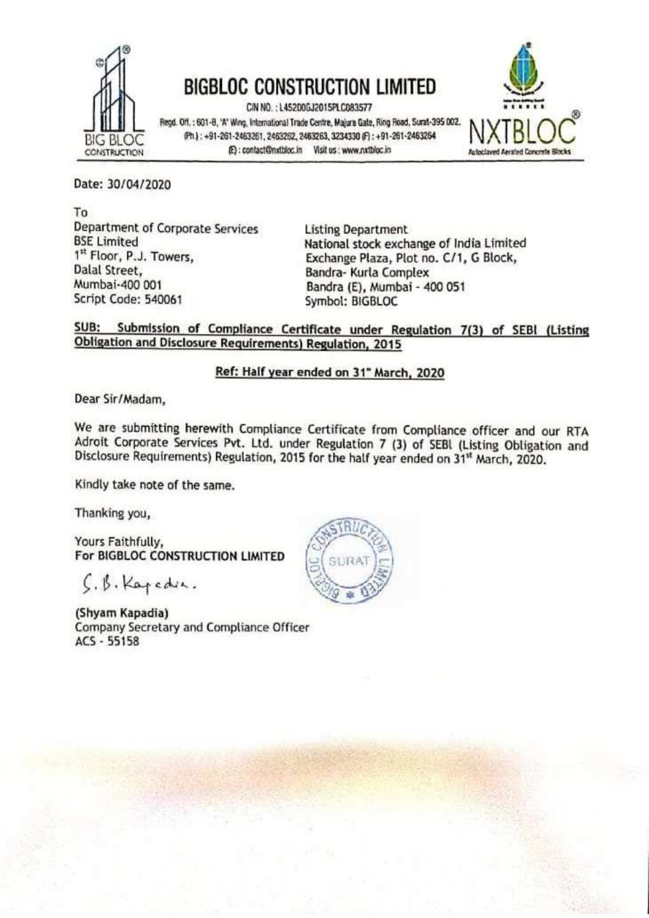# BIGBLOC CONSTRUCTION LIMITED

CIN NO. : L45200GJ2015PLC083577

Regd. Off. : 601-B, 'A' Wing, International Trade Centre, Majura Gate, Ring Road, Surat-395 002.
(Ph.) : +91-261-2463261, 2463262, 2463263, 3234330 (F) : +91-261-2463264
(E) : contact@nxtbloc.in Visit us : www.nxtbloc.in

NXTBLOC® Autoclaved Aerated Concrete Blocks

Date: 30/04/2020

To

Department of Corporate Services
BSE Limited
1st Floor, P.J. Towers,
Dalal Street,
Mumbai-400 001
Script Code: 540061

Listing Department
National stock exchange of India Limited
Exchange Plaza, Plot no. C/1, G Block,
Bandra- Kurla Complex
Bandra (E), Mumbai - 400 051
Symbol: BIGBLOC

**SUB: Submission of Compliance Certificate under Regulation 7(3) of SEBI (Listing Obligation and Disclosure Requirements) Regulation, 2015**

**Ref: Half year ended on 31st March, 2020**

Dear Sir/Madam,

We are submitting herewith Compliance Certificate from Compliance officer and our RTA Adroit Corporate Services Pvt. Ltd. under Regulation 7 (3) of SEBI (Listing Obligation and Disclosure Requirements) Regulation, 2015 for the half year ended on 31st March, 2020.

Kindly take note of the same.

Thanking you,

Yours Faithfully,
**For BIGBLOC CONSTRUCTION LIMITED**

S. B. Kapadia.

**(Shyam Kapadia)**
Company Secretary and Compliance Officer
ACS - 55158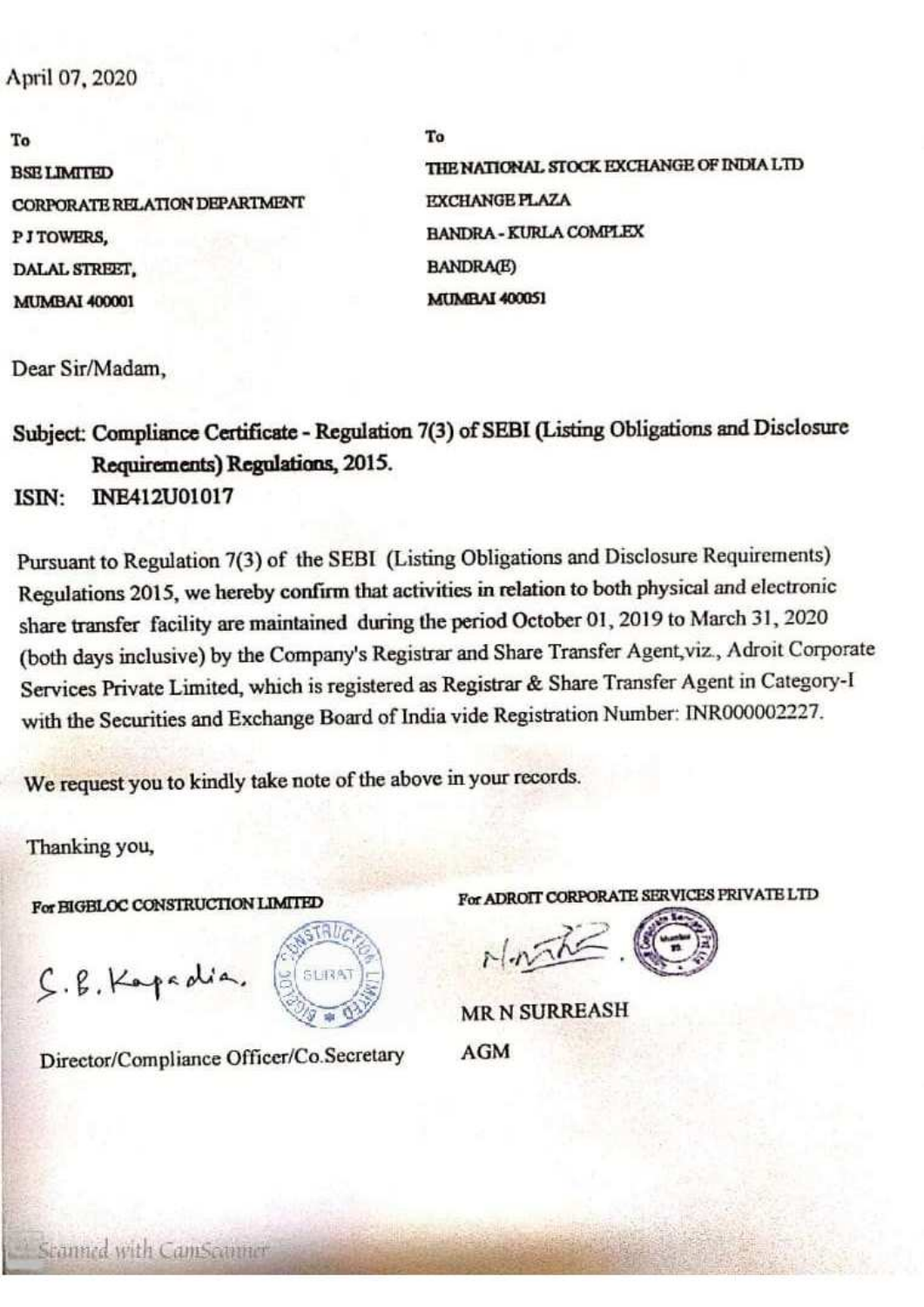April 07, 2020

To
BSE LIMITED
CORPORATE RELATION DEPARTMENT
P J TOWERS,
DALAL STREET,
MUMBAI 400001

To
THE NATIONAL STOCK EXCHANGE OF INDIA LTD
EXCHANGE PLAZA
BANDRA - KURLA COMPLEX
BANDRA(E)
MUMBAI 400051

Dear Sir/Madam,

**Subject: Compliance Certificate - Regulation 7(3) of SEBI (Listing Obligations and Disclosure Requirements) Regulations, 2015.**

**ISIN: INE412U01017**

Pursuant to Regulation 7(3) of the SEBI (Listing Obligations and Disclosure Requirements) Regulations 2015, we hereby confirm that activities in relation to both physical and electronic share transfer facility are maintained during the period October 01, 2019 to March 31, 2020 (both days inclusive) by the Company's Registrar and Share Transfer Agent,viz., Adroit Corporate Services Private Limited, which is registered as Registrar & Share Transfer Agent in Category-I with the Securities and Exchange Board of India vide Registration Number: INR000002227.

We request you to kindly take note of the above in your records.

Thanking you,

For BIGBLOC CONSTRUCTION LIMITED

S. B. Kapadia.

Director/Compliance Officer/Co.Secretary

For ADROIT CORPORATE SERVICES PRIVATE LTD

MR N SURREASH

AGM